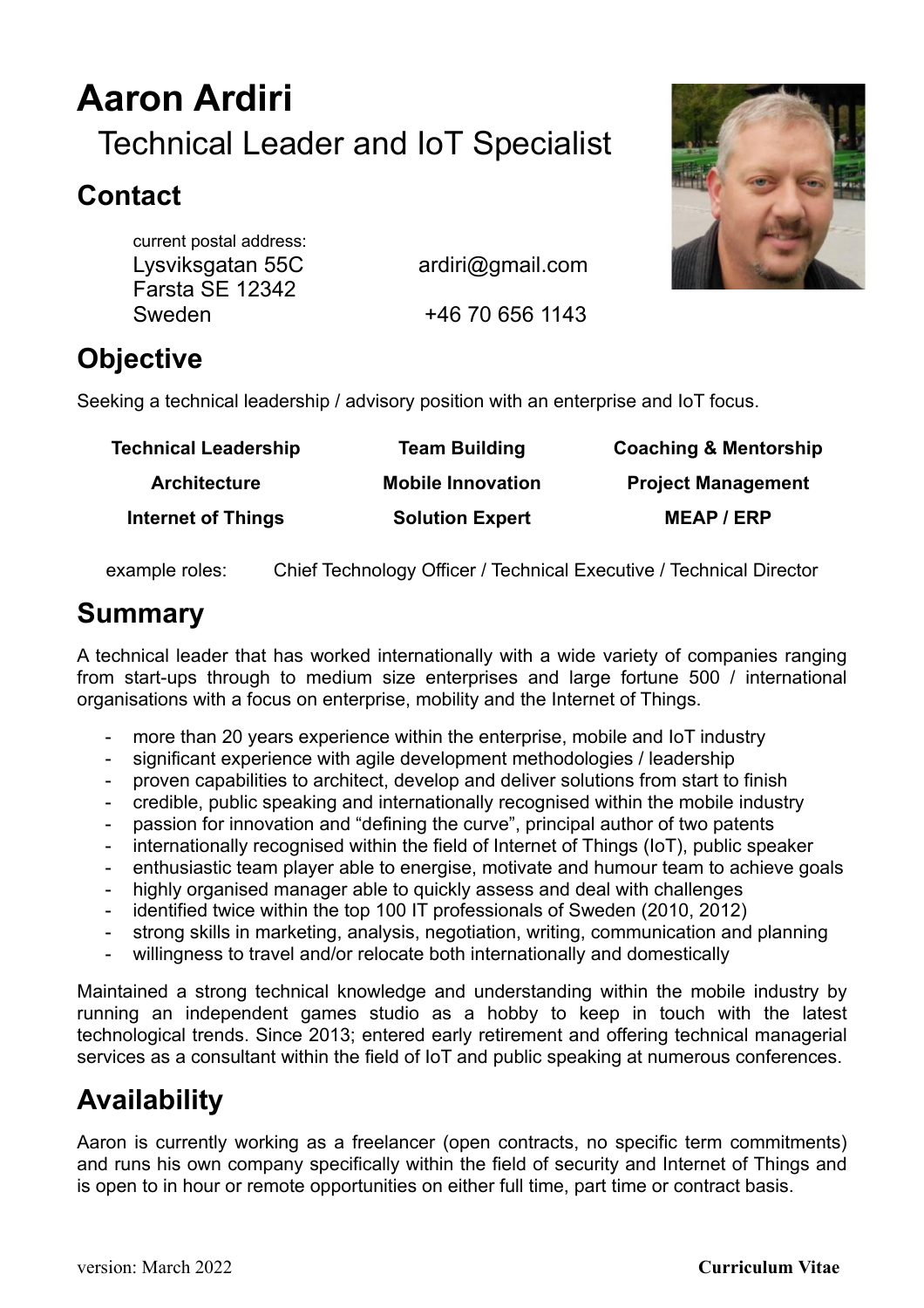# Aaron Ardiri

## Technical Leader and IoT Specialist

## Contact

current postal address:

Lysviksgatan 55C
Farsta SE 12342
Sweden

ardiri@gmail.com

+46 70 656 1143

## Objective

Seeking a technical leadership / advisory position with an enterprise and IoT focus.

| | | |
|---|---|---|
| **Technical Leadership** | **Team Building** | **Coaching & Mentorship** |
| **Architecture** | **Mobile Innovation** | **Project Management** |
| **Internet of Things** | **Solution Expert** | **MEAP / ERP** |

example roles: Chief Technology Officer / Technical Executive / Technical Director

## Summary

A technical leader that has worked internationally with a wide variety of companies ranging from start-ups through to medium size enterprises and large fortune 500 / international organisations with a focus on enterprise, mobility and the Internet of Things.

- more than 20 years experience within the enterprise, mobile and IoT industry
- significant experience with agile development methodologies / leadership
- proven capabilities to architect, develop and deliver solutions from start to finish
- credible, public speaking and internationally recognised within the mobile industry
- passion for innovation and "defining the curve", principal author of two patents
- internationally recognised within the field of Internet of Things (IoT), public speaker
- enthusiastic team player able to energise, motivate and humour team to achieve goals
- highly organised manager able to quickly assess and deal with challenges
- identified twice within the top 100 IT professionals of Sweden (2010, 2012)
- strong skills in marketing, analysis, negotiation, writing, communication and planning
- willingness to travel and/or relocate both internationally and domestically

Maintained a strong technical knowledge and understanding within the mobile industry by running an independent games studio as a hobby to keep in touch with the latest technological trends. Since 2013; entered early retirement and offering technical managerial services as a consultant within the field of IoT and public speaking at numerous conferences.

## Availability

Aaron is currently working as a freelancer (open contracts, no specific term commitments) and runs his own company specifically within the field of security and Internet of Things and is open to in hour or remote opportunities on either full time, part time or contract basis.

version: March 2022 **Curriculum Vitae**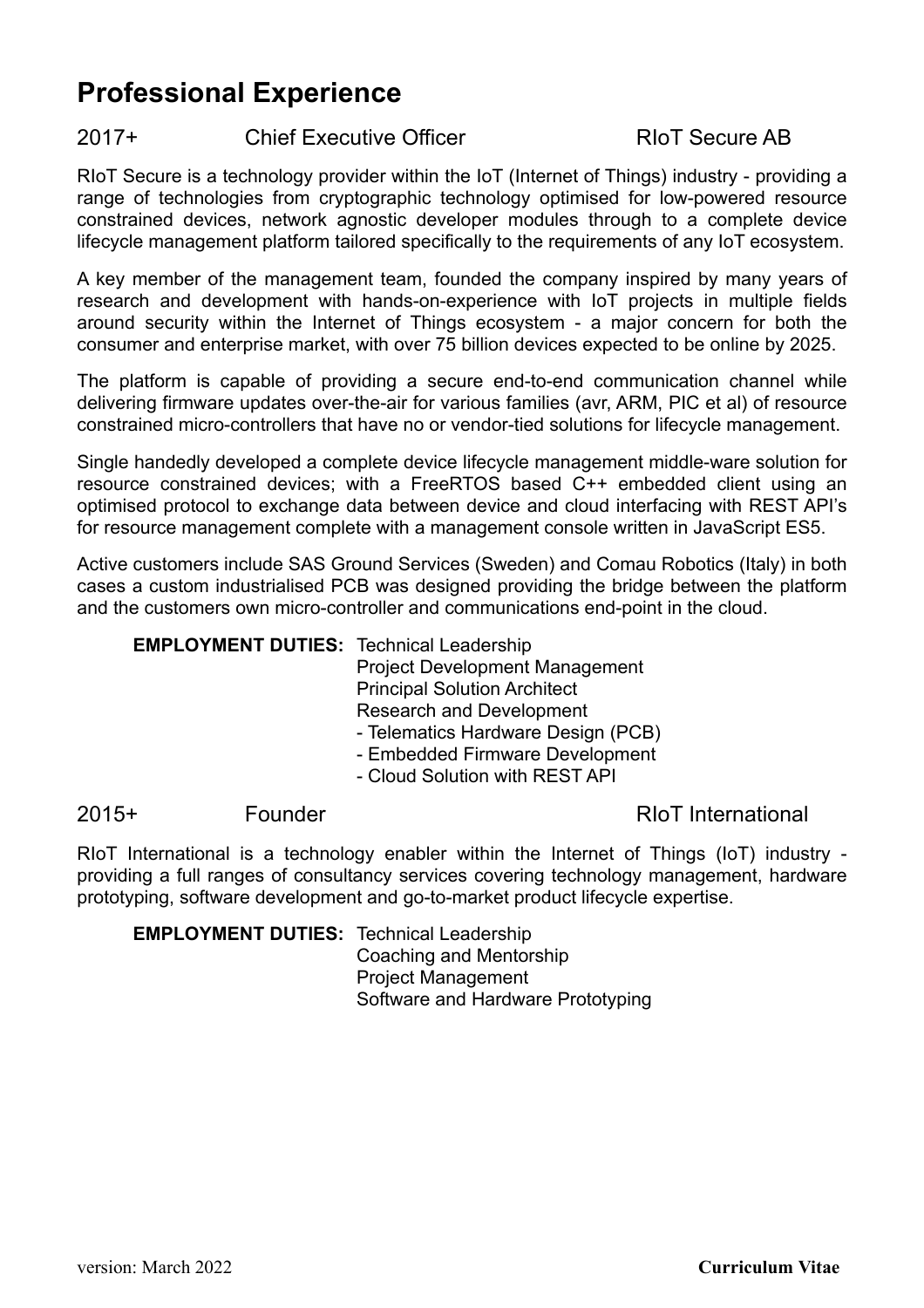# Professional Experience

2017+ Chief Executive Officer RIoT Secure AB

RIoT Secure is a technology provider within the IoT (Internet of Things) industry - providing a range of technologies from cryptographic technology optimised for low-powered resource constrained devices, network agnostic developer modules through to a complete device lifecycle management platform tailored specifically to the requirements of any IoT ecosystem.

A key member of the management team, founded the company inspired by many years of research and development with hands-on-experience with IoT projects in multiple fields around security within the Internet of Things ecosystem - a major concern for both the consumer and enterprise market, with over 75 billion devices expected to be online by 2025.

The platform is capable of providing a secure end-to-end communication channel while delivering firmware updates over-the-air for various families (avr, ARM, PIC et al) of resource constrained micro-controllers that have no or vendor-tied solutions for lifecycle management.

Single handedly developed a complete device lifecycle management middle-ware solution for resource constrained devices; with a FreeRTOS based C++ embedded client using an optimised protocol to exchange data between device and cloud interfacing with REST API's for resource management complete with a management console written in JavaScript ES5.

Active customers include SAS Ground Services (Sweden) and Comau Robotics (Italy) in both cases a custom industrialised PCB was designed providing the bridge between the platform and the customers own micro-controller and communications end-point in the cloud.

**EMPLOYMENT DUTIES:** Technical Leadership
Project Development Management
Principal Solution Architect
Research and Development
- Telematics Hardware Design (PCB)
- Embedded Firmware Development
- Cloud Solution with REST API

2015+ Founder RIoT International

RIoT International is a technology enabler within the Internet of Things (IoT) industry - providing a full ranges of consultancy services covering technology management, hardware prototyping, software development and go-to-market product lifecycle expertise.

**EMPLOYMENT DUTIES:** Technical Leadership
Coaching and Mentorship
Project Management
Software and Hardware Prototyping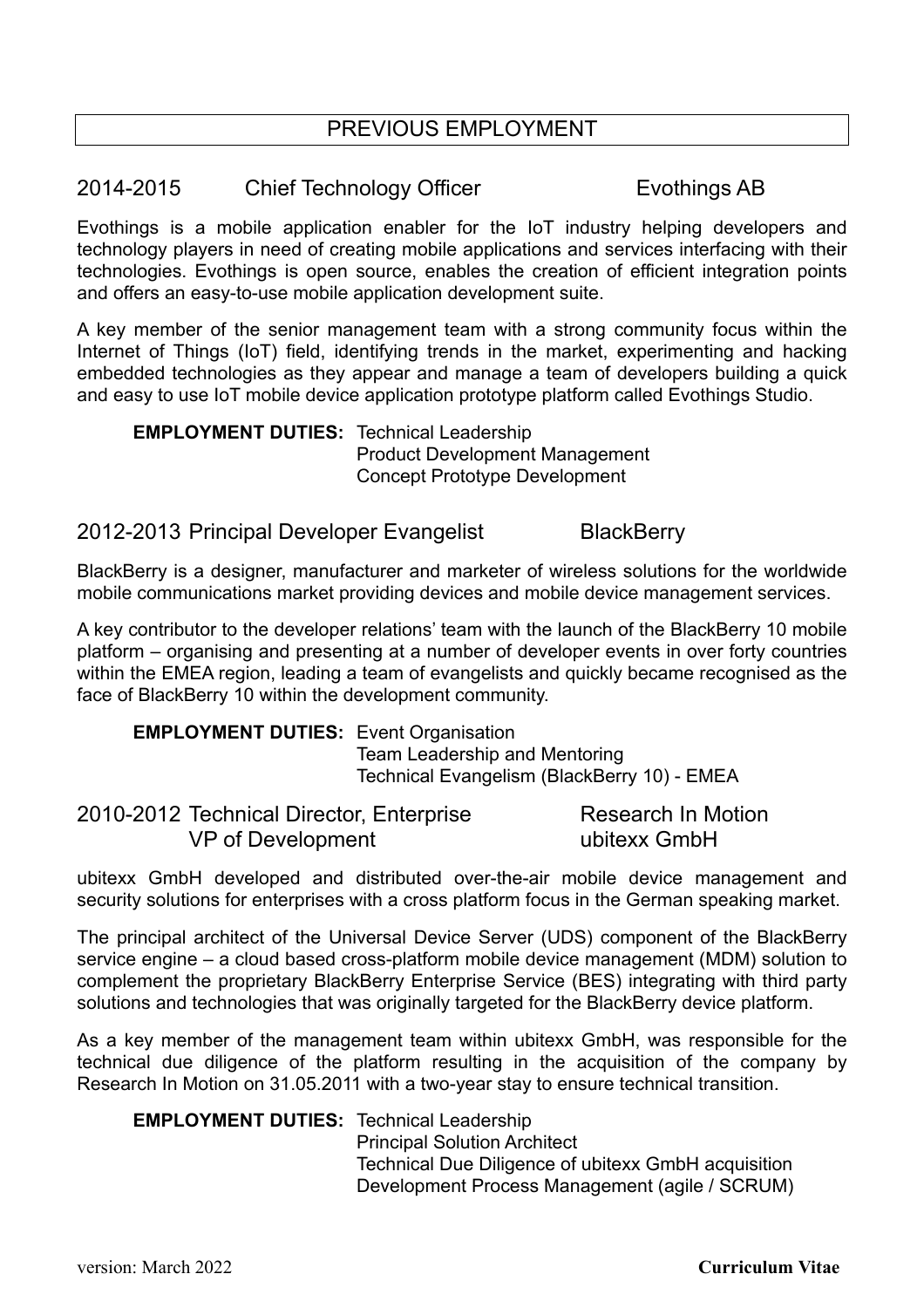## PREVIOUS EMPLOYMENT

### 2014-2015 Chief Technology Officer — Evothings AB

Evothings is a mobile application enabler for the IoT industry helping developers and technology players in need of creating mobile applications and services interfacing with their technologies. Evothings is open source, enables the creation of efficient integration points and offers an easy-to-use mobile application development suite.

A key member of the senior management team with a strong community focus within the Internet of Things (IoT) field, identifying trends in the market, experimenting and hacking embedded technologies as they appear and manage a team of developers building a quick and easy to use IoT mobile device application prototype platform called Evothings Studio.

**EMPLOYMENT DUTIES:**
- Technical Leadership
- Product Development Management
- Concept Prototype Development

### 2012-2013 Principal Developer Evangelist — BlackBerry

BlackBerry is a designer, manufacturer and marketer of wireless solutions for the worldwide mobile communications market providing devices and mobile device management services.

A key contributor to the developer relations' team with the launch of the BlackBerry 10 mobile platform – organising and presenting at a number of developer events in over forty countries within the EMEA region, leading a team of evangelists and quickly became recognised as the face of BlackBerry 10 within the development community.

**EMPLOYMENT DUTIES:**
- Event Organisation
- Team Leadership and Mentoring
- Technical Evangelism (BlackBerry 10) - EMEA

### 2010-2012 Technical Director, Enterprise — Research In Motion
### VP of Development — ubitexx GmbH

ubitexx GmbH developed and distributed over-the-air mobile device management and security solutions for enterprises with a cross platform focus in the German speaking market.

The principal architect of the Universal Device Server (UDS) component of the BlackBerry service engine – a cloud based cross-platform mobile device management (MDM) solution to complement the proprietary BlackBerry Enterprise Service (BES) integrating with third party solutions and technologies that was originally targeted for the BlackBerry device platform.

As a key member of the management team within ubitexx GmbH, was responsible for the technical due diligence of the platform resulting in the acquisition of the company by Research In Motion on 31.05.2011 with a two-year stay to ensure technical transition.

**EMPLOYMENT DUTIES:**
- Technical Leadership
- Principal Solution Architect
- Technical Due Diligence of ubitexx GmbH acquisition
- Development Process Management (agile / SCRUM)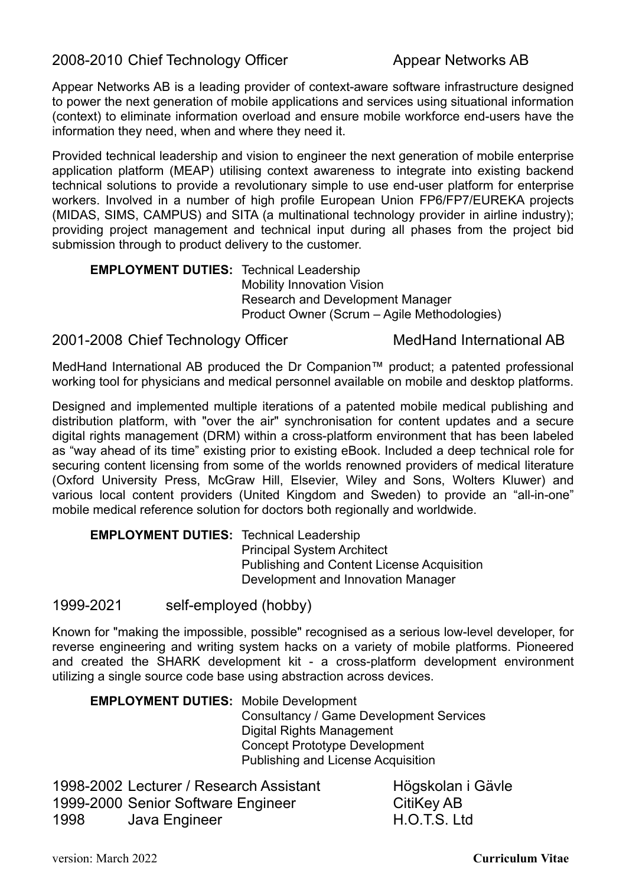### 2008-2010 Chief Technology Officer — Appear Networks AB

Appear Networks AB is a leading provider of context-aware software infrastructure designed to power the next generation of mobile applications and services using situational information (context) to eliminate information overload and ensure mobile workforce end-users have the information they need, when and where they need it.

Provided technical leadership and vision to engineer the next generation of mobile enterprise application platform (MEAP) utilising context awareness to integrate into existing backend technical solutions to provide a revolutionary simple to use end-user platform for enterprise workers. Involved in a number of high profile European Union FP6/FP7/EUREKA projects (MIDAS, SIMS, CAMPUS) and SITA (a multinational technology provider in airline industry); providing project management and technical input during all phases from the project bid submission through to product delivery to the customer.

**EMPLOYMENT DUTIES:** Technical Leadership
Mobility Innovation Vision
Research and Development Manager
Product Owner (Scrum – Agile Methodologies)

### 2001-2008 Chief Technology Officer — MedHand International AB

MedHand International AB produced the Dr Companion™ product; a patented professional working tool for physicians and medical personnel available on mobile and desktop platforms.

Designed and implemented multiple iterations of a patented mobile medical publishing and distribution platform, with "over the air" synchronisation for content updates and a secure digital rights management (DRM) within a cross-platform environment that has been labeled as "way ahead of its time" existing prior to existing eBook. Included a deep technical role for securing content licensing from some of the worlds renowned providers of medical literature (Oxford University Press, McGraw Hill, Elsevier, Wiley and Sons, Wolters Kluwer) and various local content providers (United Kingdom and Sweden) to provide an "all-in-one" mobile medical reference solution for doctors both regionally and worldwide.

**EMPLOYMENT DUTIES:** Technical Leadership
Principal System Architect
Publishing and Content License Acquisition
Development and Innovation Manager

### 1999-2021 self-employed (hobby)

Known for "making the impossible, possible" recognised as a serious low-level developer, for reverse engineering and writing system hacks on a variety of mobile platforms. Pioneered and created the SHARK development kit - a cross-platform development environment utilizing a single source code base using abstraction across devices.

**EMPLOYMENT DUTIES:** Mobile Development
Consultancy / Game Development Services
Digital Rights Management
Concept Prototype Development
Publishing and License Acquisition

| | | |
|---|---|---|
| 1998-2002 | Lecturer / Research Assistant | Högskolan i Gävle |
| 1999-2000 | Senior Software Engineer | CitiKey AB |
| 1998 | Java Engineer | H.O.T.S. Ltd |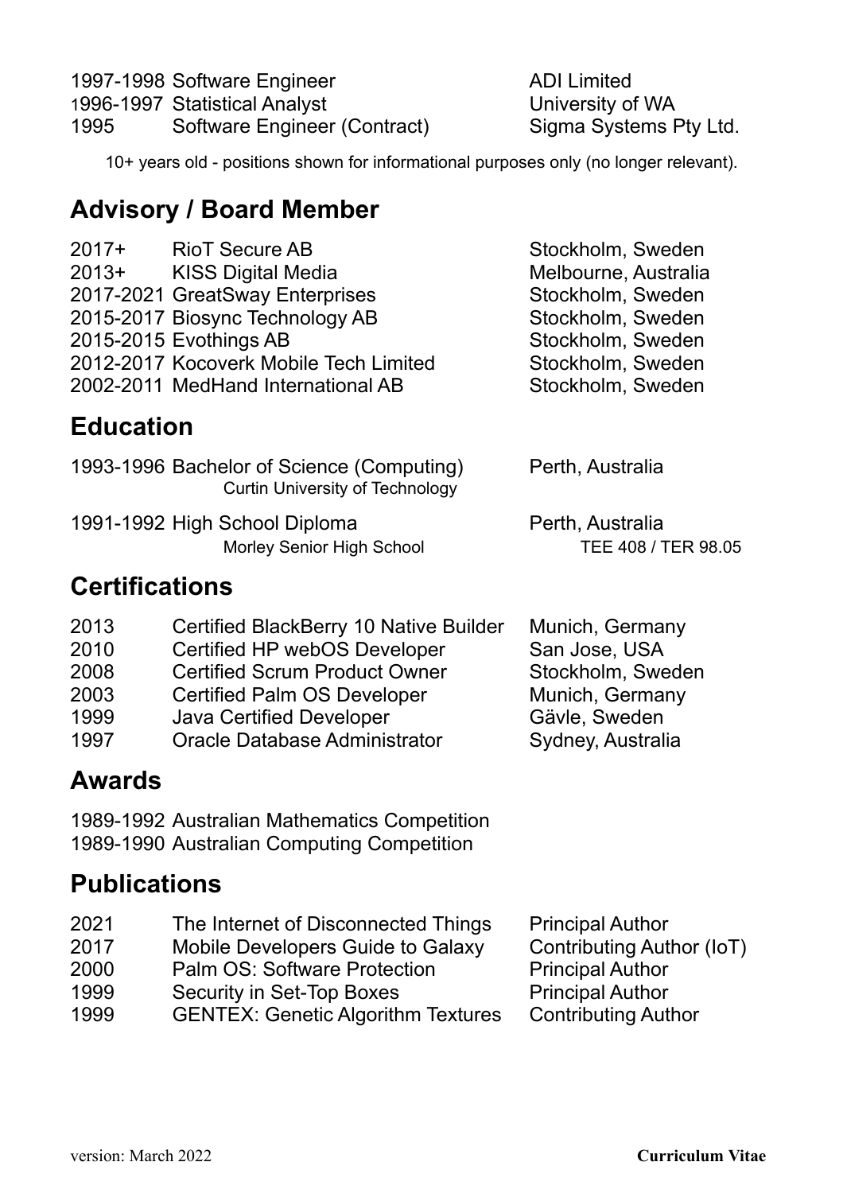| | | |
|---|---|---|
| 1997-1998 | Software Engineer | ADI Limited |
| 1996-1997 | Statistical Analyst | University of WA |
| 1995 | Software Engineer (Contract) | Sigma Systems Pty Ltd. |

10+ years old - positions shown for informational purposes only (no longer relevant).

## Advisory / Board Member

| | | |
|---|---|---|
| 2017+ | RioT Secure AB | Stockholm, Sweden |
| 2013+ | KISS Digital Media | Melbourne, Australia |
| 2017-2021 | GreatSway Enterprises | Stockholm, Sweden |
| 2015-2017 | Biosync Technology AB | Stockholm, Sweden |
| 2015-2015 | Evothings AB | Stockholm, Sweden |
| 2012-2017 | Kocoverk Mobile Tech Limited | Stockholm, Sweden |
| 2002-2011 | MedHand International AB | Stockholm, Sweden |

## Education

| | | |
|---|---|---|
| 1993-1996 | Bachelor of Science (Computing)<br>Curtin University of Technology | Perth, Australia |
| 1991-1992 | High School Diploma<br>Morley Senior High School | Perth, Australia<br>TEE 408 / TER 98.05 |

## Certifications

| | | |
|---|---|---|
| 2013 | Certified BlackBerry 10 Native Builder | Munich, Germany |
| 2010 | Certified HP webOS Developer | San Jose, USA |
| 2008 | Certified Scrum Product Owner | Stockholm, Sweden |
| 2003 | Certified Palm OS Developer | Munich, Germany |
| 1999 | Java Certified Developer | Gävle, Sweden |
| 1997 | Oracle Database Administrator | Sydney, Australia |

## Awards

| | |
|---|---|
| 1989-1992 | Australian Mathematics Competition |
| 1989-1990 | Australian Computing Competition |

## Publications

| | | |
|---|---|---|
| 2021 | The Internet of Disconnected Things | Principal Author |
| 2017 | Mobile Developers Guide to Galaxy | Contributing Author (IoT) |
| 2000 | Palm OS: Software Protection | Principal Author |
| 1999 | Security in Set-Top Boxes | Principal Author |
| 1999 | GENTEX: Genetic Algorithm Textures | Contributing Author |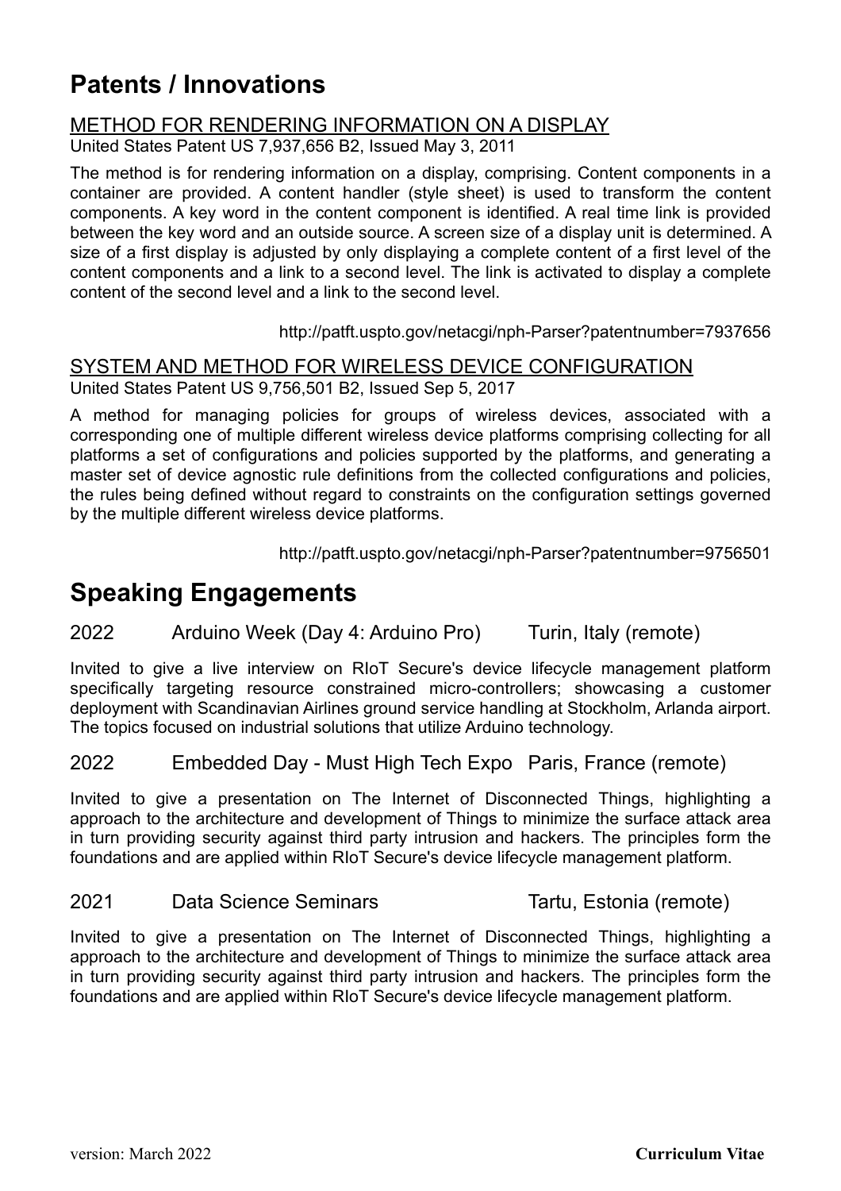## Patents / Innovations

### METHOD FOR RENDERING INFORMATION ON A DISPLAY

United States Patent US 7,937,656 B2, Issued May 3, 2011

The method is for rendering information on a display, comprising. Content components in a container are provided. A content handler (style sheet) is used to transform the content components. A key word in the content component is identified. A real time link is provided between the key word and an outside source. A screen size of a display unit is determined. A size of a first display is adjusted by only displaying a complete content of a first level of the content components and a link to a second level. The link is activated to display a complete content of the second level and a link to the second level.

http://patft.uspto.gov/netacgi/nph-Parser?patentnumber=7937656

### SYSTEM AND METHOD FOR WIRELESS DEVICE CONFIGURATION

United States Patent US 9,756,501 B2, Issued Sep 5, 2017

A method for managing policies for groups of wireless devices, associated with a corresponding one of multiple different wireless device platforms comprising collecting for all platforms a set of configurations and policies supported by the platforms, and generating a master set of device agnostic rule definitions from the collected configurations and policies, the rules being defined without regard to constraints on the configuration settings governed by the multiple different wireless device platforms.

http://patft.uspto.gov/netacgi/nph-Parser?patentnumber=9756501

## Speaking Engagements

### 2022 Arduino Week (Day 4: Arduino Pro) Turin, Italy (remote)

Invited to give a live interview on RIoT Secure's device lifecycle management platform specifically targeting resource constrained micro-controllers; showcasing a customer deployment with Scandinavian Airlines ground service handling at Stockholm, Arlanda airport. The topics focused on industrial solutions that utilize Arduino technology.

### 2022 Embedded Day - Must High Tech Expo Paris, France (remote)

Invited to give a presentation on The Internet of Disconnected Things, highlighting a approach to the architecture and development of Things to minimize the surface attack area in turn providing security against third party intrusion and hackers. The principles form the foundations and are applied within RIoT Secure's device lifecycle management platform.

### 2021 Data Science Seminars Tartu, Estonia (remote)

Invited to give a presentation on The Internet of Disconnected Things, highlighting a approach to the architecture and development of Things to minimize the surface attack area in turn providing security against third party intrusion and hackers. The principles form the foundations and are applied within RIoT Secure's device lifecycle management platform.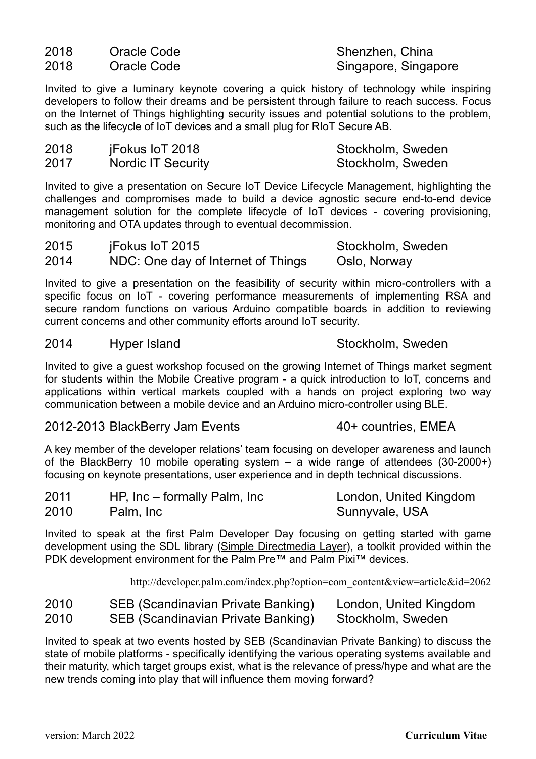| | | |
|---|---|---|
| 2018 | Oracle Code | Shenzhen, China |
| 2018 | Oracle Code | Singapore, Singapore |

Invited to give a luminary keynote covering a quick history of technology while inspiring developers to follow their dreams and be persistent through failure to reach success. Focus on the Internet of Things highlighting security issues and potential solutions to the problem, such as the lifecycle of IoT devices and a small plug for RIoT Secure AB.

| | | |
|---|---|---|
| 2018 | jFokus IoT 2018 | Stockholm, Sweden |
| 2017 | Nordic IT Security | Stockholm, Sweden |

Invited to give a presentation on Secure IoT Device Lifecycle Management, highlighting the challenges and compromises made to build a device agnostic secure end-to-end device management solution for the complete lifecycle of IoT devices - covering provisioning, monitoring and OTA updates through to eventual decommission.

| | | |
|---|---|---|
| 2015 | jFokus IoT 2015 | Stockholm, Sweden |
| 2014 | NDC: One day of Internet of Things | Oslo, Norway |

Invited to give a presentation on the feasibility of security within micro-controllers with a specific focus on IoT - covering performance measurements of implementing RSA and secure random functions on various Arduino compatible boards in addition to reviewing current concerns and other community efforts around IoT security.

| | | |
|---|---|---|
| 2014 | Hyper Island | Stockholm, Sweden |

Invited to give a guest workshop focused on the growing Internet of Things market segment for students within the Mobile Creative program - a quick introduction to IoT, concerns and applications within vertical markets coupled with a hands on project exploring two way communication between a mobile device and an Arduino micro-controller using BLE.

| | | |
|---|---|---|
| 2012-2013 | BlackBerry Jam Events | 40+ countries, EMEA |

A key member of the developer relations' team focusing on developer awareness and launch of the BlackBerry 10 mobile operating system – a wide range of attendees (30-2000+) focusing on keynote presentations, user experience and in depth technical discussions.

| | | |
|---|---|---|
| 2011 | HP, Inc – formally Palm, Inc | London, United Kingdom |
| 2010 | Palm, Inc | Sunnyvale, USA |

Invited to speak at the first Palm Developer Day focusing on getting started with game development using the SDL library (Simple Directmedia Layer), a toolkit provided within the PDK development environment for the Palm Pre™ and Palm Pixi™ devices.

http://developer.palm.com/index.php?option=com_content&view=article&id=2062

| | | |
|---|---|---|
| 2010 | SEB (Scandinavian Private Banking) | London, United Kingdom |
| 2010 | SEB (Scandinavian Private Banking) | Stockholm, Sweden |

Invited to speak at two events hosted by SEB (Scandinavian Private Banking) to discuss the state of mobile platforms - specifically identifying the various operating systems available and their maturity, which target groups exist, what is the relevance of press/hype and what are the new trends coming into play that will influence them moving forward?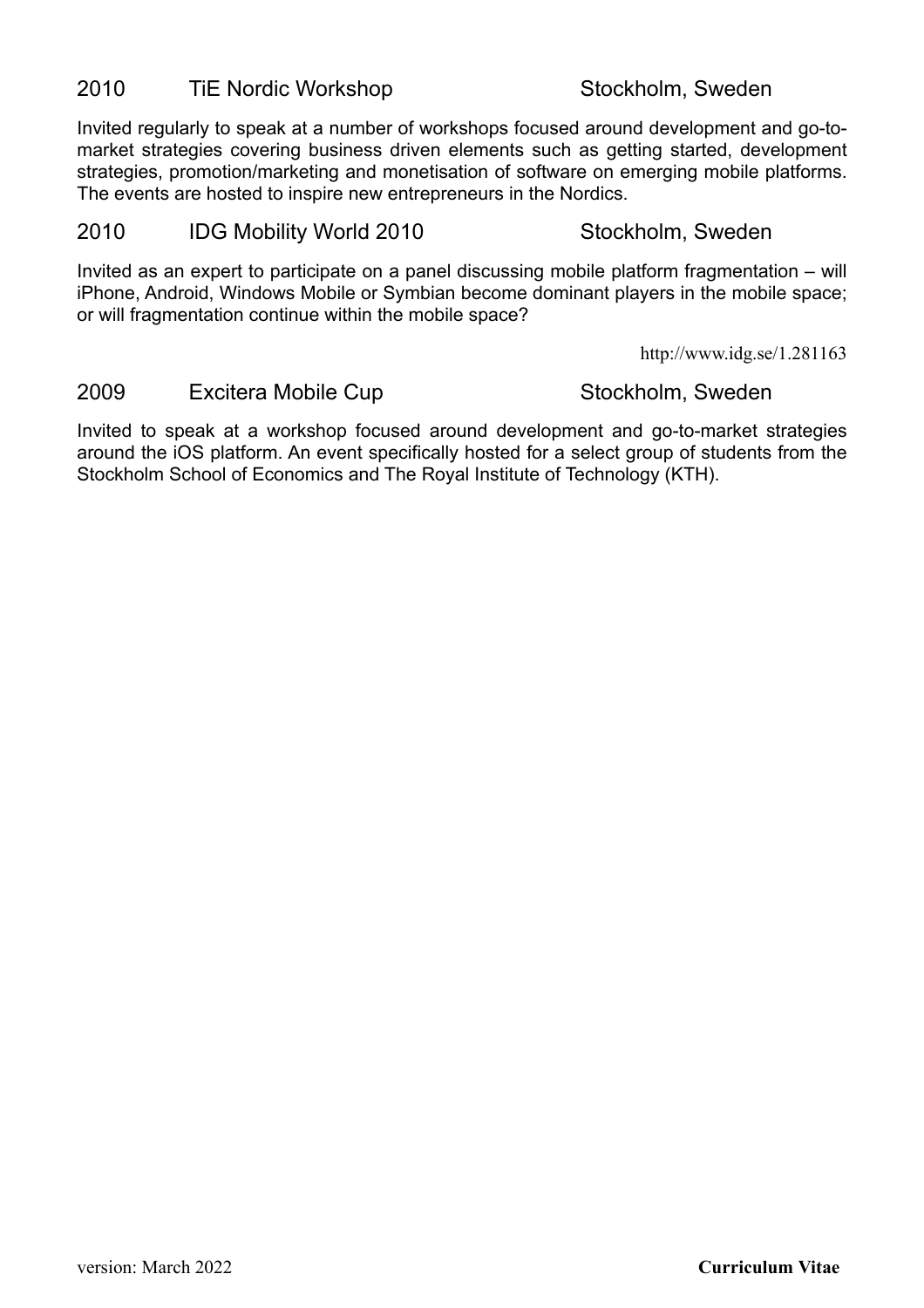### 2010 TiE Nordic Workshop — Stockholm, Sweden

Invited regularly to speak at a number of workshops focused around development and go-to-market strategies covering business driven elements such as getting started, development strategies, promotion/marketing and monetisation of software on emerging mobile platforms. The events are hosted to inspire new entrepreneurs in the Nordics.

### 2010 IDG Mobility World 2010 — Stockholm, Sweden

Invited as an expert to participate on a panel discussing mobile platform fragmentation – will iPhone, Android, Windows Mobile or Symbian become dominant players in the mobile space; or will fragmentation continue within the mobile space?

http://www.idg.se/1.281163

### 2009 Excitera Mobile Cup — Stockholm, Sweden

Invited to speak at a workshop focused around development and go-to-market strategies around the iOS platform. An event specifically hosted for a select group of students from the Stockholm School of Economics and The Royal Institute of Technology (KTH).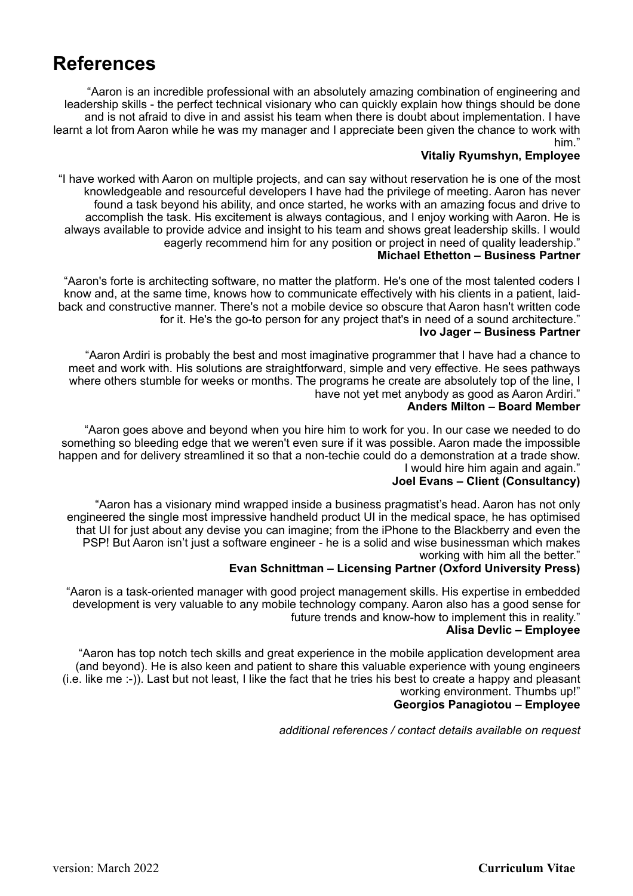# References

"Aaron is an incredible professional with an absolutely amazing combination of engineering and leadership skills - the perfect technical visionary who can quickly explain how things should be done and is not afraid to dive in and assist his team when there is doubt about implementation. I have learnt a lot from Aaron while he was my manager and I appreciate been given the chance to work with him."

**Vitaliy Ryumshyn, Employee**

"I have worked with Aaron on multiple projects, and can say without reservation he is one of the most knowledgeable and resourceful developers I have had the privilege of meeting. Aaron has never found a task beyond his ability, and once started, he works with an amazing focus and drive to accomplish the task. His excitement is always contagious, and I enjoy working with Aaron. He is always available to provide advice and insight to his team and shows great leadership skills. I would eagerly recommend him for any position or project in need of quality leadership."

**Michael Ethetton – Business Partner**

"Aaron's forte is architecting software, no matter the platform. He's one of the most talented coders I know and, at the same time, knows how to communicate effectively with his clients in a patient, laid-back and constructive manner. There's not a mobile device so obscure that Aaron hasn't written code for it. He's the go-to person for any project that's in need of a sound architecture."

**Ivo Jager – Business Partner**

"Aaron Ardiri is probably the best and most imaginative programmer that I have had a chance to meet and work with. His solutions are straightforward, simple and very effective. He sees pathways where others stumble for weeks or months. The programs he create are absolutely top of the line, I have not yet met anybody as good as Aaron Ardiri."

**Anders Milton – Board Member**

"Aaron goes above and beyond when you hire him to work for you. In our case we needed to do something so bleeding edge that we weren't even sure if it was possible. Aaron made the impossible happen and for delivery streamlined it so that a non-techie could do a demonstration at a trade show. I would hire him again and again."

**Joel Evans – Client (Consultancy)**

"Aaron has a visionary mind wrapped inside a business pragmatist's head. Aaron has not only engineered the single most impressive handheld product UI in the medical space, he has optimised that UI for just about any devise you can imagine; from the iPhone to the Blackberry and even the PSP! But Aaron isn't just a software engineer - he is a solid and wise businessman which makes working with him all the better."

**Evan Schnittman – Licensing Partner (Oxford University Press)**

"Aaron is a task-oriented manager with good project management skills. His expertise in embedded development is very valuable to any mobile technology company. Aaron also has a good sense for future trends and know-how to implement this in reality."

**Alisa Devlic – Employee**

"Aaron has top notch tech skills and great experience in the mobile application development area (and beyond). He is also keen and patient to share this valuable experience with young engineers (i.e. like me :-)). Last but not least, I like the fact that he tries his best to create a happy and pleasant working environment. Thumbs up!"

**Georgios Panagiotou – Employee**

*additional references / contact details available on request*